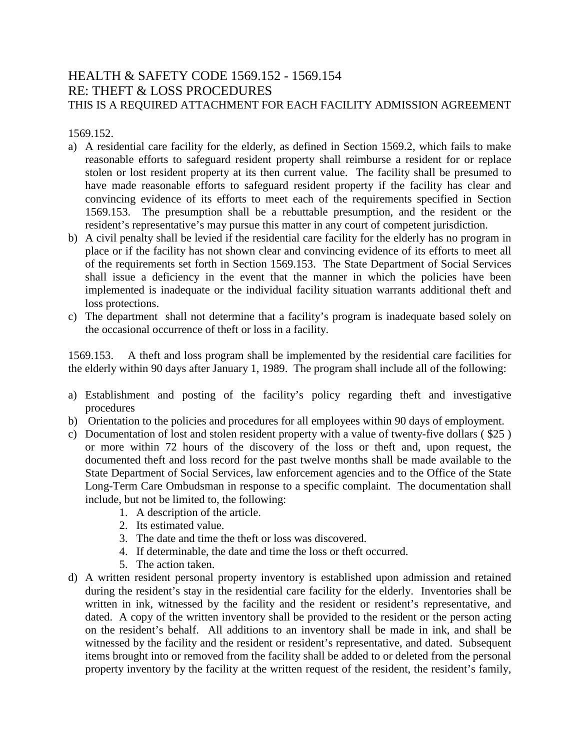# HEALTH & SAFETY CODE 1569.152 - 1569.154
## RE: THEFT & LOSS PROCEDURES
THIS IS A REQUIRED ATTACHMENT FOR EACH FACILITY ADMISSION AGREEMENT

1569.152.

a) A residential care facility for the elderly, as defined in Section 1569.2, which fails to make reasonable efforts to safeguard resident property shall reimburse a resident for or replace stolen or lost resident property at its then current value. The facility shall be presumed to have made reasonable efforts to safeguard resident property if the facility has clear and convincing evidence of its efforts to meet each of the requirements specified in Section 1569.153. The presumption shall be a rebuttable presumption, and the resident or the resident's representative's may pursue this matter in any court of competent jurisdiction.
b) A civil penalty shall be levied if the residential care facility for the elderly has no program in place or if the facility has not shown clear and convincing evidence of its efforts to meet all of the requirements set forth in Section 1569.153. The State Department of Social Services shall issue a deficiency in the event that the manner in which the policies have been implemented is inadequate or the individual facility situation warrants additional theft and loss protections.
c) The department shall not determine that a facility's program is inadequate based solely on the occasional occurrence of theft or loss in a facility.

1569.153. A theft and loss program shall be implemented by the residential care facilities for the elderly within 90 days after January 1, 1989. The program shall include all of the following:

a) Establishment and posting of the facility's policy regarding theft and investigative procedures
b) Orientation to the policies and procedures for all employees within 90 days of employment.
c) Documentation of lost and stolen resident property with a value of twenty-five dollars ( $25 ) or more within 72 hours of the discovery of the loss or theft and, upon request, the documented theft and loss record for the past twelve months shall be made available to the State Department of Social Services, law enforcement agencies and to the Office of the State Long-Term Care Ombudsman in response to a specific complaint. The documentation shall include, but not be limited to, the following:
    1. A description of the article.
    2. Its estimated value.
    3. The date and time the theft or loss was discovered.
    4. If determinable, the date and time the loss or theft occurred.
    5. The action taken.
d) A written resident personal property inventory is established upon admission and retained during the resident's stay in the residential care facility for the elderly. Inventories shall be written in ink, witnessed by the facility and the resident or resident's representative, and dated. A copy of the written inventory shall be provided to the resident or the person acting on the resident's behalf. All additions to an inventory shall be made in ink, and shall be witnessed by the facility and the resident or resident's representative, and dated. Subsequent items brought into or removed from the facility shall be added to or deleted from the personal property inventory by the facility at the written request of the resident, the resident's family,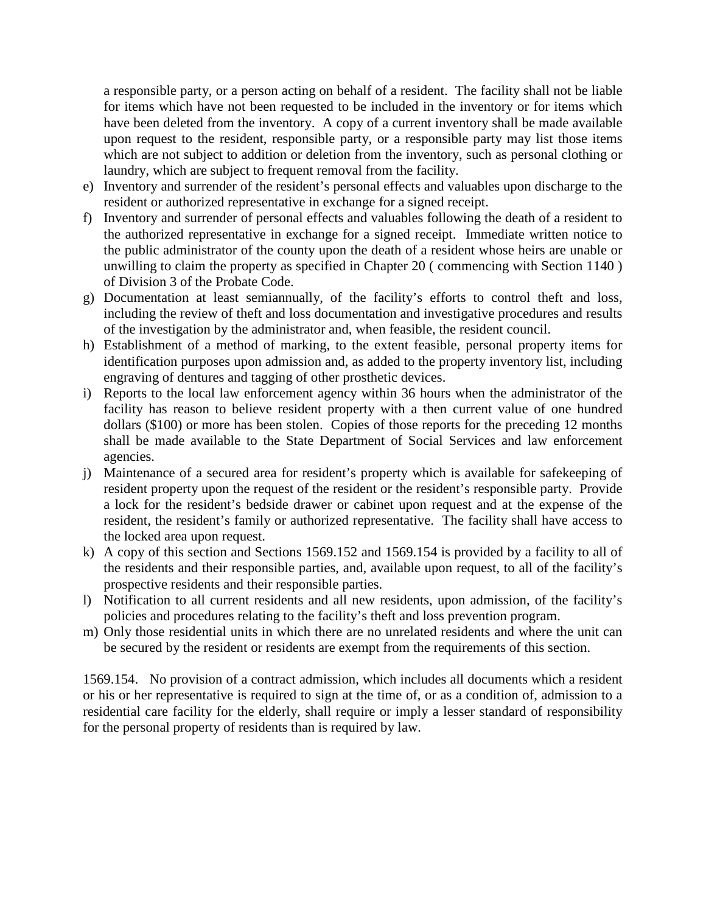a responsible party, or a person acting on behalf of a resident. The facility shall not be liable for items which have not been requested to be included in the inventory or for items which have been deleted from the inventory. A copy of a current inventory shall be made available upon request to the resident, responsible party, or a responsible party may list those items which are not subject to addition or deletion from the inventory, such as personal clothing or laundry, which are subject to frequent removal from the facility.

e) Inventory and surrender of the resident's personal effects and valuables upon discharge to the resident or authorized representative in exchange for a signed receipt.
f) Inventory and surrender of personal effects and valuables following the death of a resident to the authorized representative in exchange for a signed receipt. Immediate written notice to the public administrator of the county upon the death of a resident whose heirs are unable or unwilling to claim the property as specified in Chapter 20 ( commencing with Section 1140 ) of Division 3 of the Probate Code.
g) Documentation at least semiannually, of the facility's efforts to control theft and loss, including the review of theft and loss documentation and investigative procedures and results of the investigation by the administrator and, when feasible, the resident council.
h) Establishment of a method of marking, to the extent feasible, personal property items for identification purposes upon admission and, as added to the property inventory list, including engraving of dentures and tagging of other prosthetic devices.
i) Reports to the local law enforcement agency within 36 hours when the administrator of the facility has reason to believe resident property with a then current value of one hundred dollars ($100) or more has been stolen. Copies of those reports for the preceding 12 months shall be made available to the State Department of Social Services and law enforcement agencies.
j) Maintenance of a secured area for resident's property which is available for safekeeping of resident property upon the request of the resident or the resident's responsible party. Provide a lock for the resident's bedside drawer or cabinet upon request and at the expense of the resident, the resident's family or authorized representative. The facility shall have access to the locked area upon request.
k) A copy of this section and Sections 1569.152 and 1569.154 is provided by a facility to all of the residents and their responsible parties, and, available upon request, to all of the facility's prospective residents and their responsible parties.
l) Notification to all current residents and all new residents, upon admission, of the facility's policies and procedures relating to the facility's theft and loss prevention program.
m) Only those residential units in which there are no unrelated residents and where the unit can be secured by the resident or residents are exempt from the requirements of this section.

1569.154. No provision of a contract admission, which includes all documents which a resident or his or her representative is required to sign at the time of, or as a condition of, admission to a residential care facility for the elderly, shall require or imply a lesser standard of responsibility for the personal property of residents than is required by law.